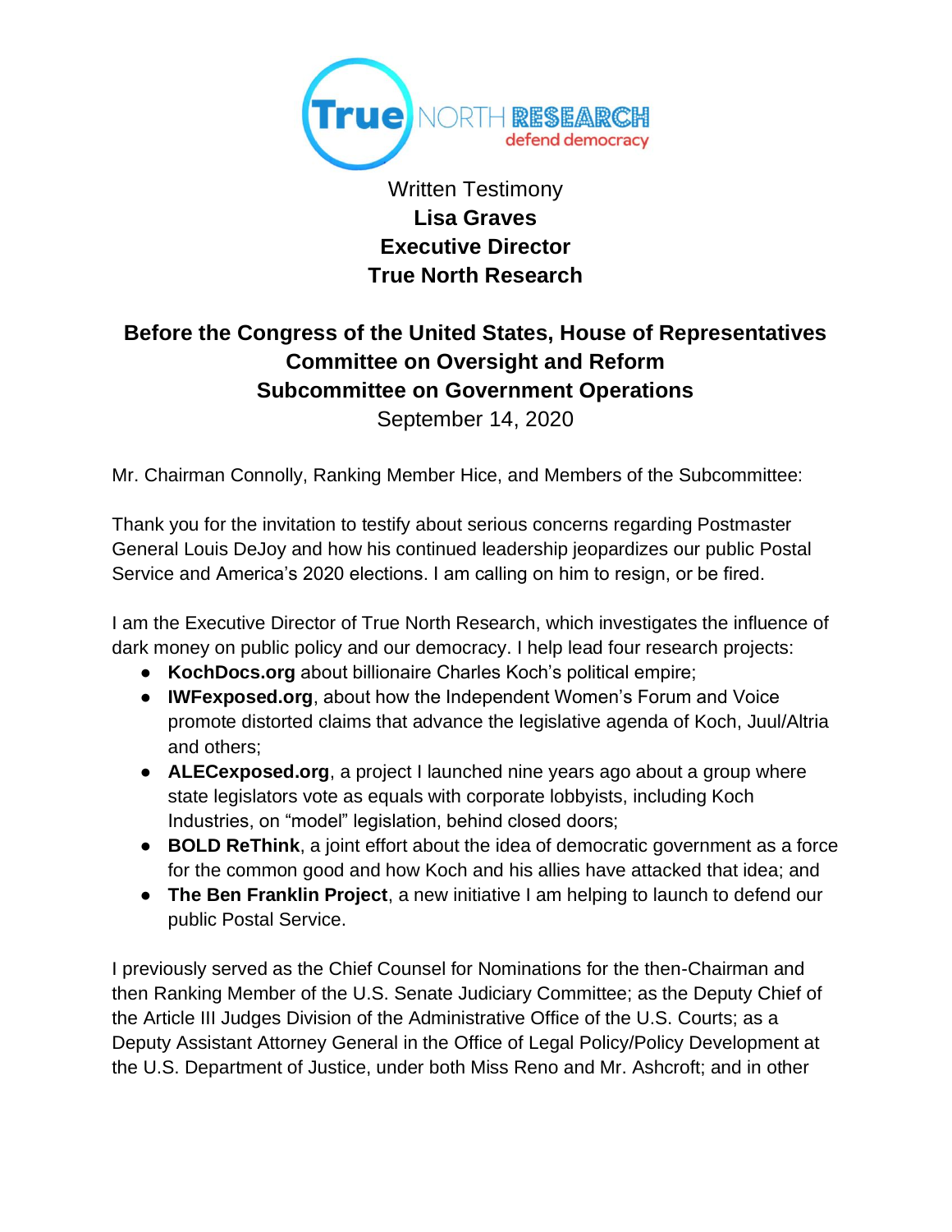True NORTH RESEARCH
defend democracy

Written Testimony
**Lisa Graves**
**Executive Director**
**True North Research**

**Before the Congress of the United States, House of Representatives**
**Committee on Oversight and Reform**
**Subcommittee on Government Operations**
September 14, 2020

Mr. Chairman Connolly, Ranking Member Hice, and Members of the Subcommittee:

Thank you for the invitation to testify about serious concerns regarding Postmaster General Louis DeJoy and how his continued leadership jeopardizes our public Postal Service and America's 2020 elections. I am calling on him to resign, or be fired.

I am the Executive Director of True North Research, which investigates the influence of dark money on public policy and our democracy. I help lead four research projects:

- **KochDocs.org** about billionaire Charles Koch's political empire;
- **IWFexposed.org**, about how the Independent Women's Forum and Voice promote distorted claims that advance the legislative agenda of Koch, Juul/Altria and others;
- **ALECexposed.org**, a project I launched nine years ago about a group where state legislators vote as equals with corporate lobbyists, including Koch Industries, on "model" legislation, behind closed doors;
- **BOLD ReThink**, a joint effort about the idea of democratic government as a force for the common good and how Koch and his allies have attacked that idea; and
- **The Ben Franklin Project**, a new initiative I am helping to launch to defend our public Postal Service.

I previously served as the Chief Counsel for Nominations for the then-Chairman and then Ranking Member of the U.S. Senate Judiciary Committee; as the Deputy Chief of the Article III Judges Division of the Administrative Office of the U.S. Courts; as a Deputy Assistant Attorney General in the Office of Legal Policy/Policy Development at the U.S. Department of Justice, under both Miss Reno and Mr. Ashcroft; and in other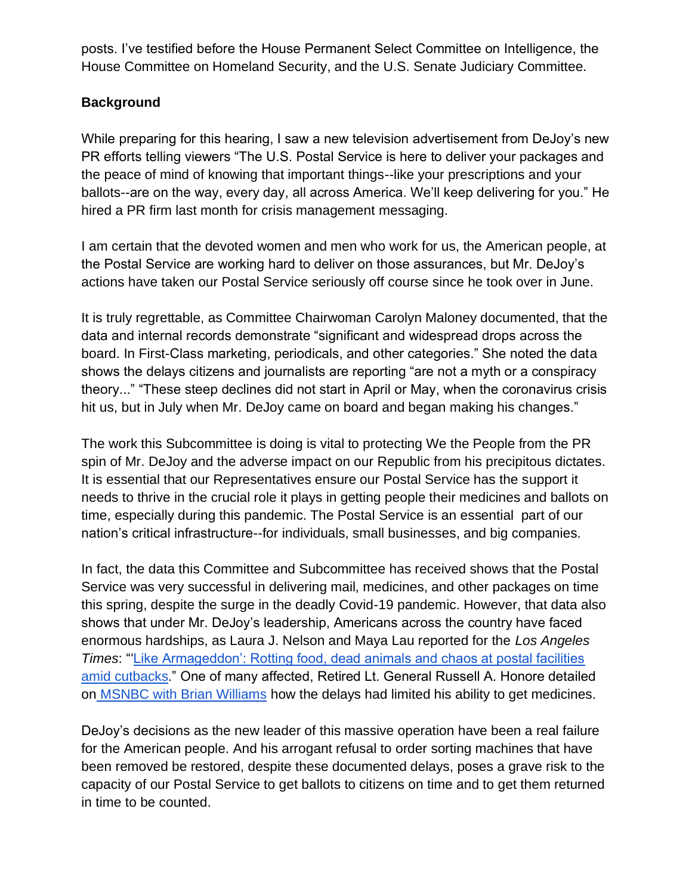posts. I've testified before the House Permanent Select Committee on Intelligence, the House Committee on Homeland Security, and the U.S. Senate Judiciary Committee.

**Background**

While preparing for this hearing, I saw a new television advertisement from DeJoy's new PR efforts telling viewers "The U.S. Postal Service is here to deliver your packages and the peace of mind of knowing that important things--like your prescriptions and your ballots--are on the way, every day, all across America. We'll keep delivering for you." He hired a PR firm last month for crisis management messaging.

I am certain that the devoted women and men who work for us, the American people, at the Postal Service are working hard to deliver on those assurances, but Mr. DeJoy's actions have taken our Postal Service seriously off course since he took over in June.

It is truly regrettable, as Committee Chairwoman Carolyn Maloney documented, that the data and internal records demonstrate "significant and widespread drops across the board. In First-Class marketing, periodicals, and other categories." She noted the data shows the delays citizens and journalists are reporting "are not a myth or a conspiracy theory..." "These steep declines did not start in April or May, when the coronavirus crisis hit us, but in July when Mr. DeJoy came on board and began making his changes."

The work this Subcommittee is doing is vital to protecting We the People from the PR spin of Mr. DeJoy and the adverse impact on our Republic from his precipitous dictates. It is essential that our Representatives ensure our Postal Service has the support it needs to thrive in the crucial role it plays in getting people their medicines and ballots on time, especially during this pandemic. The Postal Service is an essential part of our nation's critical infrastructure--for individuals, small businesses, and big companies.

In fact, the data this Committee and Subcommittee has received shows that the Postal Service was very successful in delivering mail, medicines, and other packages on time this spring, despite the surge in the deadly Covid-19 pandemic. However, that data also shows that under Mr. DeJoy's leadership, Americans across the country have faced enormous hardships, as Laura J. Nelson and Maya Lau reported for the *Los Angeles Times*: "'Like Armageddon': Rotting food, dead animals and chaos at postal facilities amid cutbacks." One of many affected, Retired Lt. General Russell A. Honore detailed on MSNBC with Brian Williams how the delays had limited his ability to get medicines.

DeJoy's decisions as the new leader of this massive operation have been a real failure for the American people. And his arrogant refusal to order sorting machines that have been removed be restored, despite these documented delays, poses a grave risk to the capacity of our Postal Service to get ballots to citizens on time and to get them returned in time to be counted.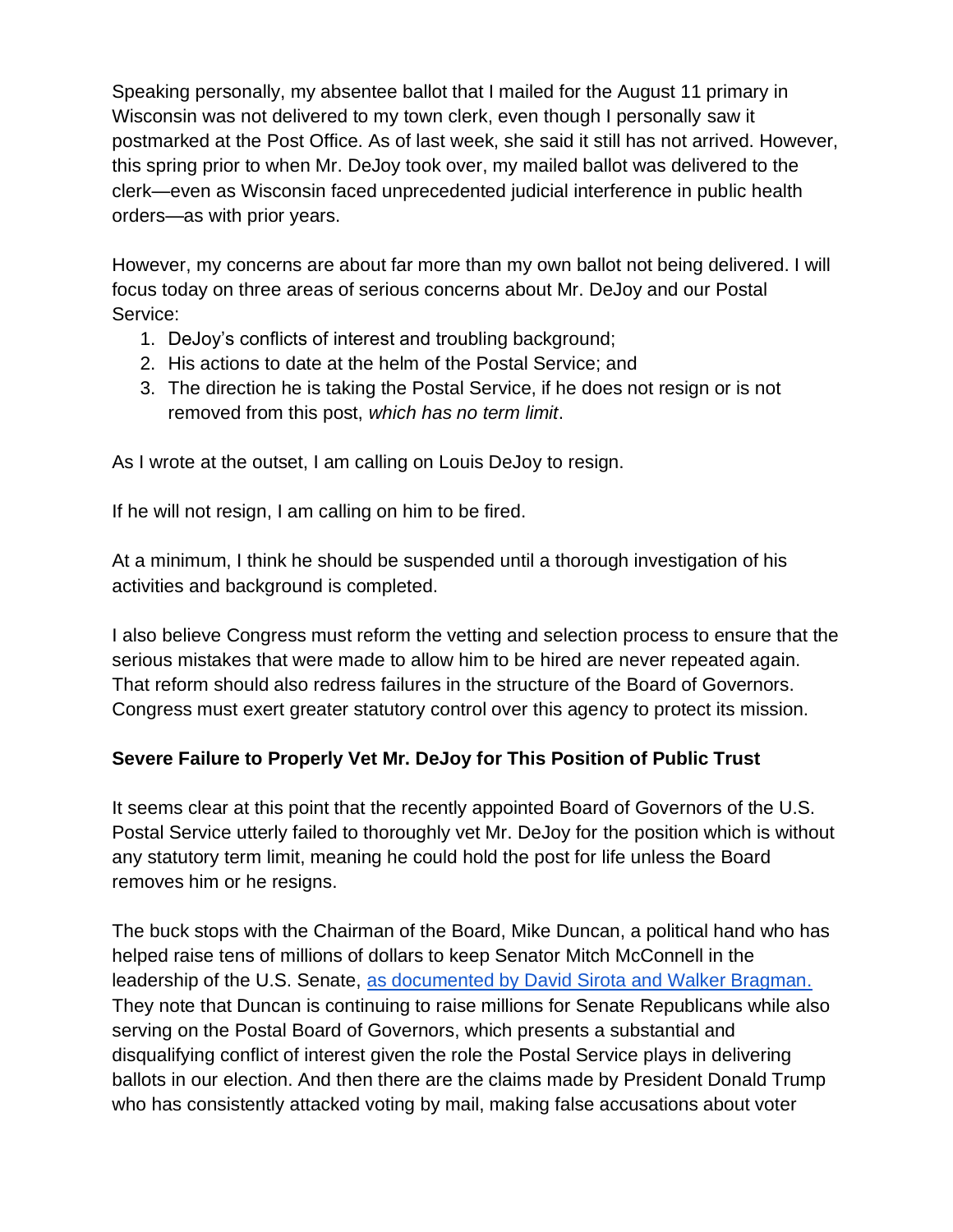Speaking personally, my absentee ballot that I mailed for the August 11 primary in Wisconsin was not delivered to my town clerk, even though I personally saw it postmarked at the Post Office. As of last week, she said it still has not arrived. However, this spring prior to when Mr. DeJoy took over, my mailed ballot was delivered to the clerk—even as Wisconsin faced unprecedented judicial interference in public health orders—as with prior years.

However, my concerns are about far more than my own ballot not being delivered. I will focus today on three areas of serious concerns about Mr. DeJoy and our Postal Service:

1. DeJoy's conflicts of interest and troubling background;
2. His actions to date at the helm of the Postal Service; and
3. The direction he is taking the Postal Service, if he does not resign or is not removed from this post, *which has no term limit*.

As I wrote at the outset, I am calling on Louis DeJoy to resign.

If he will not resign, I am calling on him to be fired.

At a minimum, I think he should be suspended until a thorough investigation of his activities and background is completed.

I also believe Congress must reform the vetting and selection process to ensure that the serious mistakes that were made to allow him to be hired are never repeated again. That reform should also redress failures in the structure of the Board of Governors. Congress must exert greater statutory control over this agency to protect its mission.

**Severe Failure to Properly Vet Mr. DeJoy for This Position of Public Trust**

It seems clear at this point that the recently appointed Board of Governors of the U.S. Postal Service utterly failed to thoroughly vet Mr. DeJoy for the position which is without any statutory term limit, meaning he could hold the post for life unless the Board removes him or he resigns.

The buck stops with the Chairman of the Board, Mike Duncan, a political hand who has helped raise tens of millions of dollars to keep Senator Mitch McConnell in the leadership of the U.S. Senate, as documented by David Sirota and Walker Bragman. They note that Duncan is continuing to raise millions for Senate Republicans while also serving on the Postal Board of Governors, which presents a substantial and disqualifying conflict of interest given the role the Postal Service plays in delivering ballots in our election. And then there are the claims made by President Donald Trump who has consistently attacked voting by mail, making false accusations about voter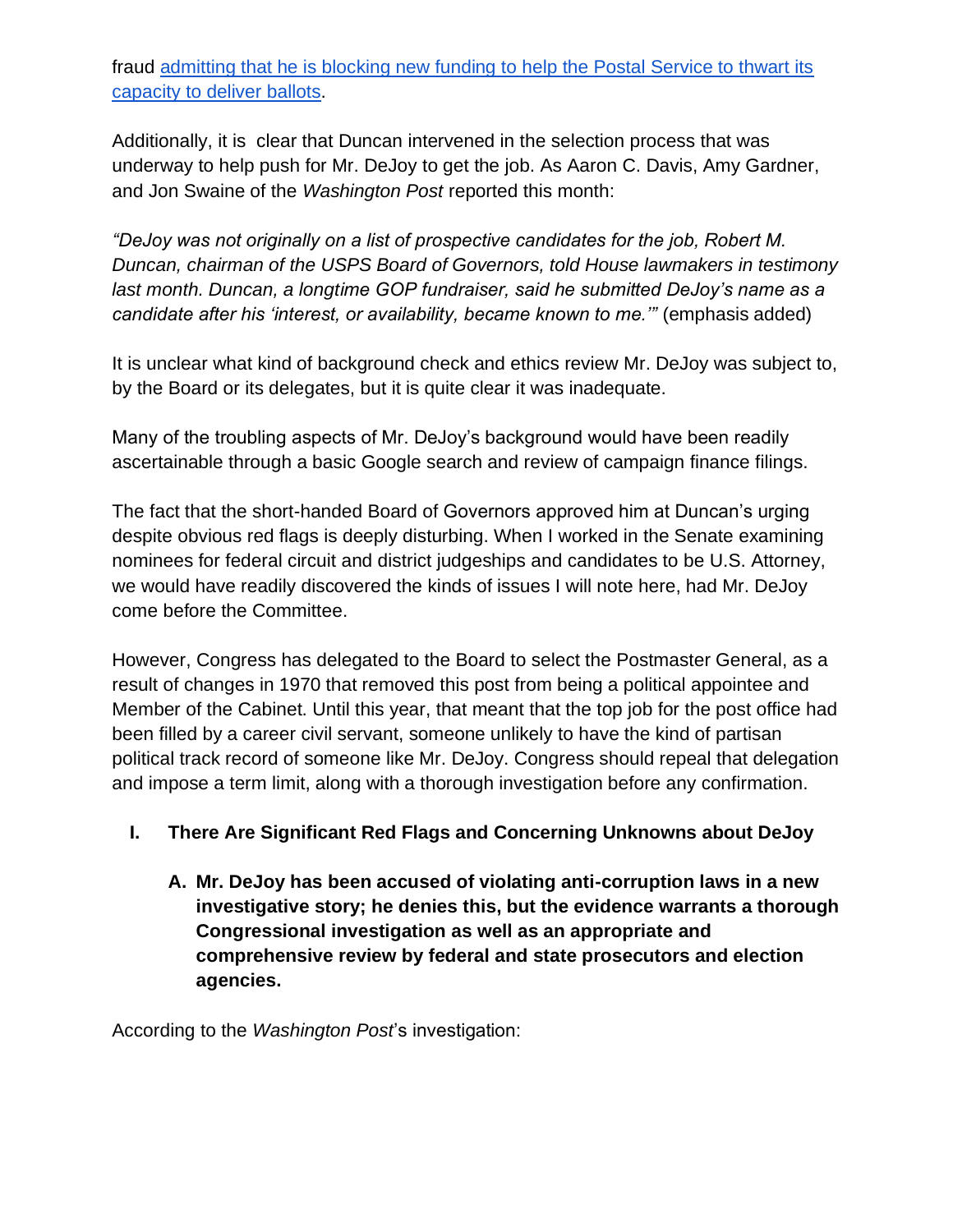fraud [admitting that he is blocking new funding to help the Postal Service to thwart its capacity to deliver ballots](#).

Additionally, it is clear that Duncan intervened in the selection process that was underway to help push for Mr. DeJoy to get the job. As Aaron C. Davis, Amy Gardner, and Jon Swaine of the *Washington Post* reported this month:

*"DeJoy was not originally on a list of prospective candidates for the job, Robert M. Duncan, chairman of the USPS Board of Governors, told House lawmakers in testimony last month. Duncan, a longtime GOP fundraiser, said he submitted DeJoy's name as a candidate after his 'interest, or availability, became known to me.'"* (emphasis added)

It is unclear what kind of background check and ethics review Mr. DeJoy was subject to, by the Board or its delegates, but it is quite clear it was inadequate.

Many of the troubling aspects of Mr. DeJoy's background would have been readily ascertainable through a basic Google search and review of campaign finance filings.

The fact that the short-handed Board of Governors approved him at Duncan's urging despite obvious red flags is deeply disturbing. When I worked in the Senate examining nominees for federal circuit and district judgeships and candidates to be U.S. Attorney, we would have readily discovered the kinds of issues I will note here, had Mr. DeJoy come before the Committee.

However, Congress has delegated to the Board to select the Postmaster General, as a result of changes in 1970 that removed this post from being a political appointee and Member of the Cabinet. Until this year, that meant that the top job for the post office had been filled by a career civil servant, someone unlikely to have the kind of partisan political track record of someone like Mr. DeJoy. Congress should repeal that delegation and impose a term limit, along with a thorough investigation before any confirmation.

## I. There Are Significant Red Flags and Concerning Unknowns about DeJoy

### A. Mr. DeJoy has been accused of violating anti-corruption laws in a new investigative story; he denies this, but the evidence warrants a thorough Congressional investigation as well as an appropriate and comprehensive review by federal and state prosecutors and election agencies.

According to the *Washington Post*'s investigation: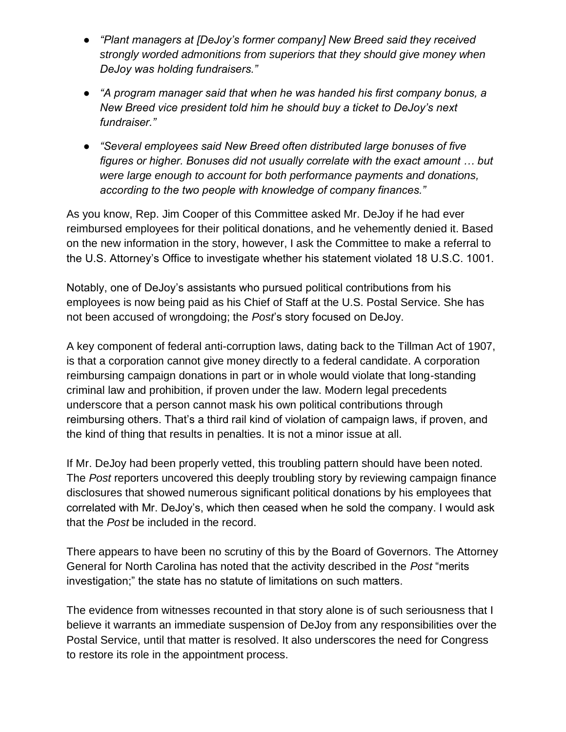- *"Plant managers at [DeJoy's former company] New Breed said they received strongly worded admonitions from superiors that they should give money when DeJoy was holding fundraisers."*
- *"A program manager said that when he was handed his first company bonus, a New Breed vice president told him he should buy a ticket to DeJoy's next fundraiser."*
- *"Several employees said New Breed often distributed large bonuses of five figures or higher. Bonuses did not usually correlate with the exact amount … but were large enough to account for both performance payments and donations, according to the two people with knowledge of company finances."*

As you know, Rep. Jim Cooper of this Committee asked Mr. DeJoy if he had ever reimbursed employees for their political donations, and he vehemently denied it. Based on the new information in the story, however, I ask the Committee to make a referral to the U.S. Attorney's Office to investigate whether his statement violated 18 U.S.C. 1001.

Notably, one of DeJoy's assistants who pursued political contributions from his employees is now being paid as his Chief of Staff at the U.S. Postal Service. She has not been accused of wrongdoing; the *Post*'s story focused on DeJoy.

A key component of federal anti-corruption laws, dating back to the Tillman Act of 1907, is that a corporation cannot give money directly to a federal candidate. A corporation reimbursing campaign donations in part or in whole would violate that long-standing criminal law and prohibition, if proven under the law. Modern legal precedents underscore that a person cannot mask his own political contributions through reimbursing others. That's a third rail kind of violation of campaign laws, if proven, and the kind of thing that results in penalties. It is not a minor issue at all.

If Mr. DeJoy had been properly vetted, this troubling pattern should have been noted. The *Post* reporters uncovered this deeply troubling story by reviewing campaign finance disclosures that showed numerous significant political donations by his employees that correlated with Mr. DeJoy's, which then ceased when he sold the company. I would ask that the *Post* be included in the record.

There appears to have been no scrutiny of this by the Board of Governors. The Attorney General for North Carolina has noted that the activity described in the *Post* "merits investigation;" the state has no statute of limitations on such matters.

The evidence from witnesses recounted in that story alone is of such seriousness that I believe it warrants an immediate suspension of DeJoy from any responsibilities over the Postal Service, until that matter is resolved. It also underscores the need for Congress to restore its role in the appointment process.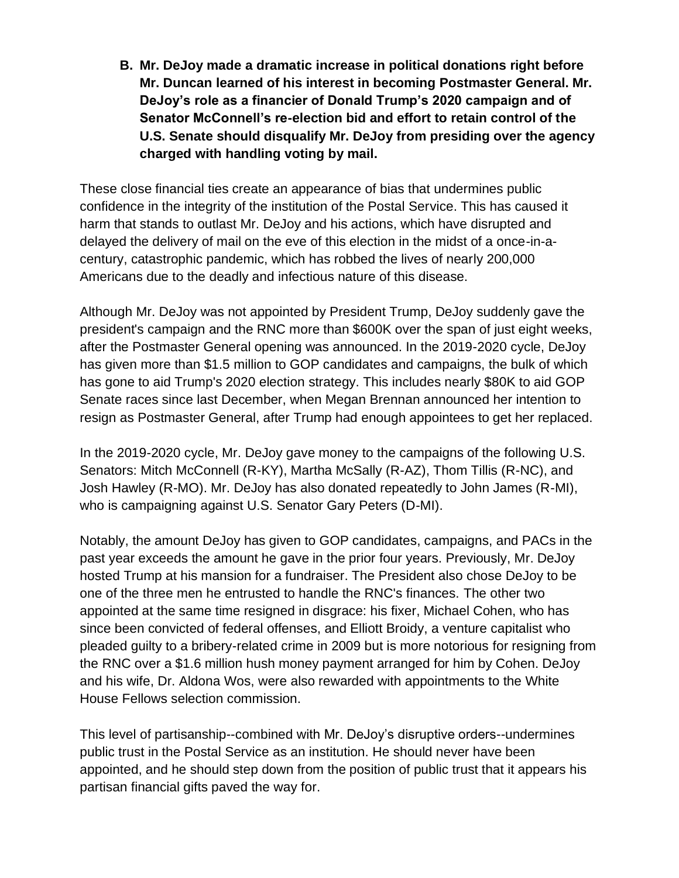**B. Mr. DeJoy made a dramatic increase in political donations right before Mr. Duncan learned of his interest in becoming Postmaster General. Mr. DeJoy's role as a financier of Donald Trump's 2020 campaign and of Senator McConnell's re-election bid and effort to retain control of the U.S. Senate should disqualify Mr. DeJoy from presiding over the agency charged with handling voting by mail.**

These close financial ties create an appearance of bias that undermines public confidence in the integrity of the institution of the Postal Service. This has caused it harm that stands to outlast Mr. DeJoy and his actions, which have disrupted and delayed the delivery of mail on the eve of this election in the midst of a once-in-a-century, catastrophic pandemic, which has robbed the lives of nearly 200,000 Americans due to the deadly and infectious nature of this disease.

Although Mr. DeJoy was not appointed by President Trump, DeJoy suddenly gave the president's campaign and the RNC more than $600K over the span of just eight weeks, after the Postmaster General opening was announced. In the 2019-2020 cycle, DeJoy has given more than $1.5 million to GOP candidates and campaigns, the bulk of which has gone to aid Trump's 2020 election strategy. This includes nearly $80K to aid GOP Senate races since last December, when Megan Brennan announced her intention to resign as Postmaster General, after Trump had enough appointees to get her replaced.

In the 2019-2020 cycle, Mr. DeJoy gave money to the campaigns of the following U.S. Senators: Mitch McConnell (R-KY), Martha McSally (R-AZ), Thom Tillis (R-NC), and Josh Hawley (R-MO). Mr. DeJoy has also donated repeatedly to John James (R-MI), who is campaigning against U.S. Senator Gary Peters (D-MI).

Notably, the amount DeJoy has given to GOP candidates, campaigns, and PACs in the past year exceeds the amount he gave in the prior four years. Previously, Mr. DeJoy hosted Trump at his mansion for a fundraiser. The President also chose DeJoy to be one of the three men he entrusted to handle the RNC's finances. The other two appointed at the same time resigned in disgrace: his fixer, Michael Cohen, who has since been convicted of federal offenses, and Elliott Broidy, a venture capitalist who pleaded guilty to a bribery-related crime in 2009 but is more notorious for resigning from the RNC over a $1.6 million hush money payment arranged for him by Cohen. DeJoy and his wife, Dr. Aldona Wos, were also rewarded with appointments to the White House Fellows selection commission.

This level of partisanship--combined with Mr. DeJoy's disruptive orders--undermines public trust in the Postal Service as an institution. He should never have been appointed, and he should step down from the position of public trust that it appears his partisan financial gifts paved the way for.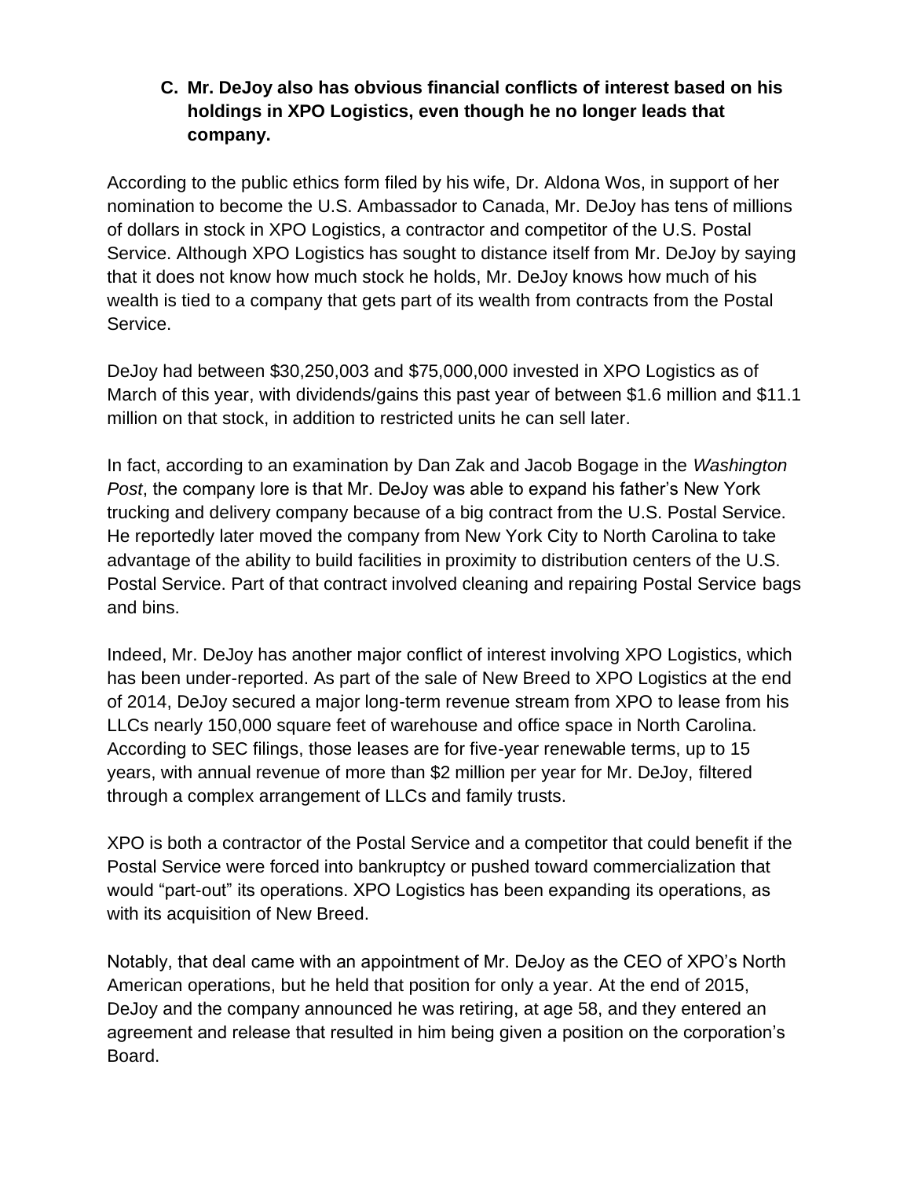### C. Mr. DeJoy also has obvious financial conflicts of interest based on his holdings in XPO Logistics, even though he no longer leads that company.

According to the public ethics form filed by his wife, Dr. Aldona Wos, in support of her nomination to become the U.S. Ambassador to Canada, Mr. DeJoy has tens of millions of dollars in stock in XPO Logistics, a contractor and competitor of the U.S. Postal Service. Although XPO Logistics has sought to distance itself from Mr. DeJoy by saying that it does not know how much stock he holds, Mr. DeJoy knows how much of his wealth is tied to a company that gets part of its wealth from contracts from the Postal Service.

DeJoy had between $30,250,003 and $75,000,000 invested in XPO Logistics as of March of this year, with dividends/gains this past year of between $1.6 million and $11.1 million on that stock, in addition to restricted units he can sell later.

In fact, according to an examination by Dan Zak and Jacob Bogage in the *Washington Post*, the company lore is that Mr. DeJoy was able to expand his father's New York trucking and delivery company because of a big contract from the U.S. Postal Service. He reportedly later moved the company from New York City to North Carolina to take advantage of the ability to build facilities in proximity to distribution centers of the U.S. Postal Service. Part of that contract involved cleaning and repairing Postal Service bags and bins.

Indeed, Mr. DeJoy has another major conflict of interest involving XPO Logistics, which has been under-reported. As part of the sale of New Breed to XPO Logistics at the end of 2014, DeJoy secured a major long-term revenue stream from XPO to lease from his LLCs nearly 150,000 square feet of warehouse and office space in North Carolina. According to SEC filings, those leases are for five-year renewable terms, up to 15 years, with annual revenue of more than $2 million per year for Mr. DeJoy, filtered through a complex arrangement of LLCs and family trusts.

XPO is both a contractor of the Postal Service and a competitor that could benefit if the Postal Service were forced into bankruptcy or pushed toward commercialization that would "part-out" its operations. XPO Logistics has been expanding its operations, as with its acquisition of New Breed.

Notably, that deal came with an appointment of Mr. DeJoy as the CEO of XPO's North American operations, but he held that position for only a year. At the end of 2015, DeJoy and the company announced he was retiring, at age 58, and they entered an agreement and release that resulted in him being given a position on the corporation's Board.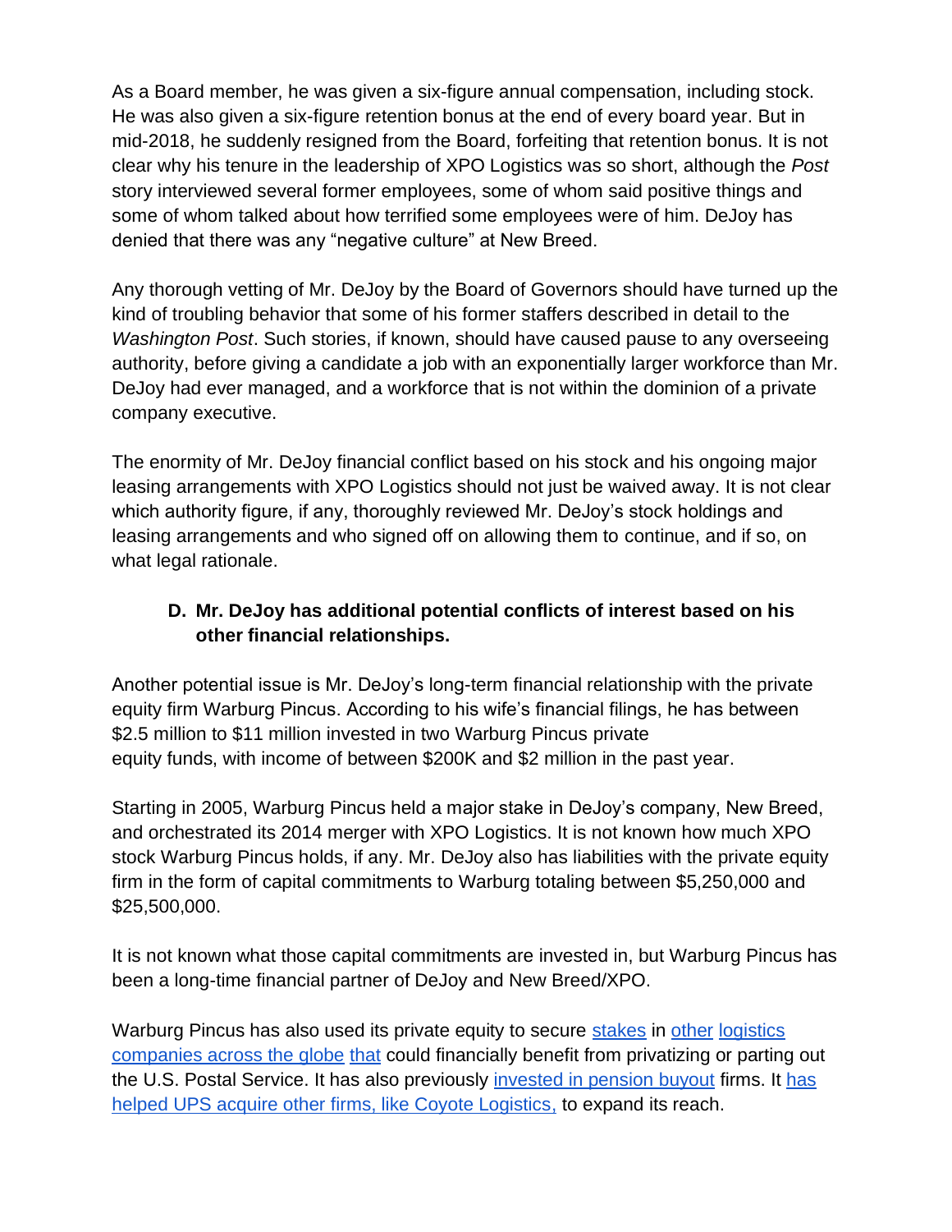As a Board member, he was given a six-figure annual compensation, including stock. He was also given a six-figure retention bonus at the end of every board year. But in mid-2018, he suddenly resigned from the Board, forfeiting that retention bonus. It is not clear why his tenure in the leadership of XPO Logistics was so short, although the *Post* story interviewed several former employees, some of whom said positive things and some of whom talked about how terrified some employees were of him. DeJoy has denied that there was any "negative culture" at New Breed.

Any thorough vetting of Mr. DeJoy by the Board of Governors should have turned up the kind of troubling behavior that some of his former staffers described in detail to the *Washington Post*. Such stories, if known, should have caused pause to any overseeing authority, before giving a candidate a job with an exponentially larger workforce than Mr. DeJoy had ever managed, and a workforce that is not within the dominion of a private company executive.

The enormity of Mr. DeJoy financial conflict based on his stock and his ongoing major leasing arrangements with XPO Logistics should not just be waived away. It is not clear which authority figure, if any, thoroughly reviewed Mr. DeJoy's stock holdings and leasing arrangements and who signed off on allowing them to continue, and if so, on what legal rationale.

**D. Mr. DeJoy has additional potential conflicts of interest based on his other financial relationships.**

Another potential issue is Mr. DeJoy's long-term financial relationship with the private equity firm Warburg Pincus. According to his wife's financial filings, he has between $2.5 million to $11 million invested in two Warburg Pincus private equity funds, with income of between $200K and $2 million in the past year.

Starting in 2005, Warburg Pincus held a major stake in DeJoy's company, New Breed, and orchestrated its 2014 merger with XPO Logistics. It is not known how much XPO stock Warburg Pincus holds, if any. Mr. DeJoy also has liabilities with the private equity firm in the form of capital commitments to Warburg totaling between $5,250,000 and $25,500,000.

It is not known what those capital commitments are invested in, but Warburg Pincus has been a long-time financial partner of DeJoy and New Breed/XPO.

Warburg Pincus has also used its private equity to secure stakes in other logistics companies across the globe that could financially benefit from privatizing or parting out the U.S. Postal Service. It has also previously invested in pension buyout firms. It has helped UPS acquire other firms, like Coyote Logistics, to expand its reach.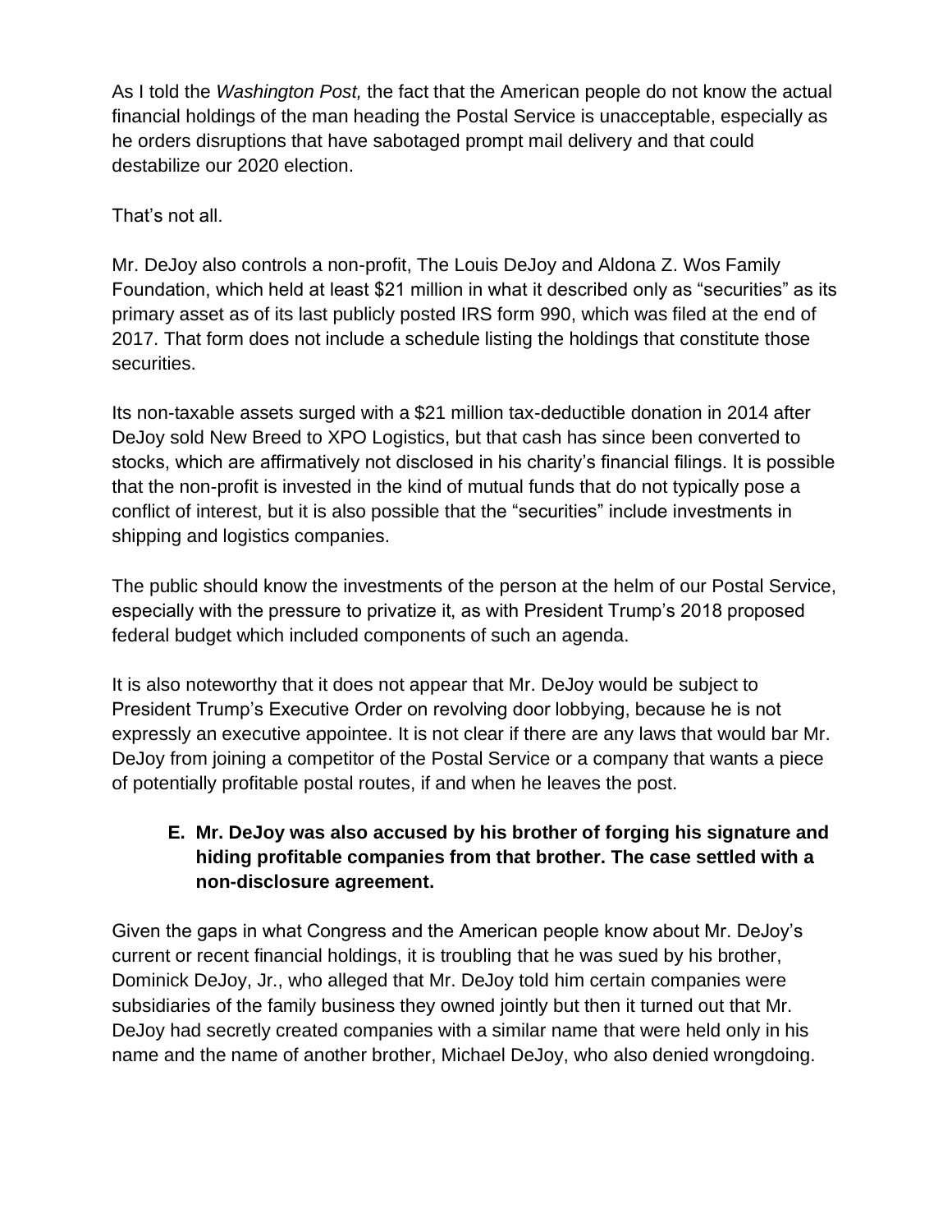As I told the *Washington Post,* the fact that the American people do not know the actual financial holdings of the man heading the Postal Service is unacceptable, especially as he orders disruptions that have sabotaged prompt mail delivery and that could destabilize our 2020 election.

That's not all.

Mr. DeJoy also controls a non-profit, The Louis DeJoy and Aldona Z. Wos Family Foundation, which held at least $21 million in what it described only as "securities" as its primary asset as of its last publicly posted IRS form 990, which was filed at the end of 2017. That form does not include a schedule listing the holdings that constitute those securities.

Its non-taxable assets surged with a $21 million tax-deductible donation in 2014 after DeJoy sold New Breed to XPO Logistics, but that cash has since been converted to stocks, which are affirmatively not disclosed in his charity's financial filings. It is possible that the non-profit is invested in the kind of mutual funds that do not typically pose a conflict of interest, but it is also possible that the "securities" include investments in shipping and logistics companies.

The public should know the investments of the person at the helm of our Postal Service, especially with the pressure to privatize it, as with President Trump's 2018 proposed federal budget which included components of such an agenda.

It is also noteworthy that it does not appear that Mr. DeJoy would be subject to President Trump's Executive Order on revolving door lobbying, because he is not expressly an executive appointee. It is not clear if there are any laws that would bar Mr. DeJoy from joining a competitor of the Postal Service or a company that wants a piece of potentially profitable postal routes, if and when he leaves the post.

### E. Mr. DeJoy was also accused by his brother of forging his signature and hiding profitable companies from that brother. The case settled with a non-disclosure agreement.

Given the gaps in what Congress and the American people know about Mr. DeJoy's current or recent financial holdings, it is troubling that he was sued by his brother, Dominick DeJoy, Jr., who alleged that Mr. DeJoy told him certain companies were subsidiaries of the family business they owned jointly but then it turned out that Mr. DeJoy had secretly created companies with a similar name that were held only in his name and the name of another brother, Michael DeJoy, who also denied wrongdoing.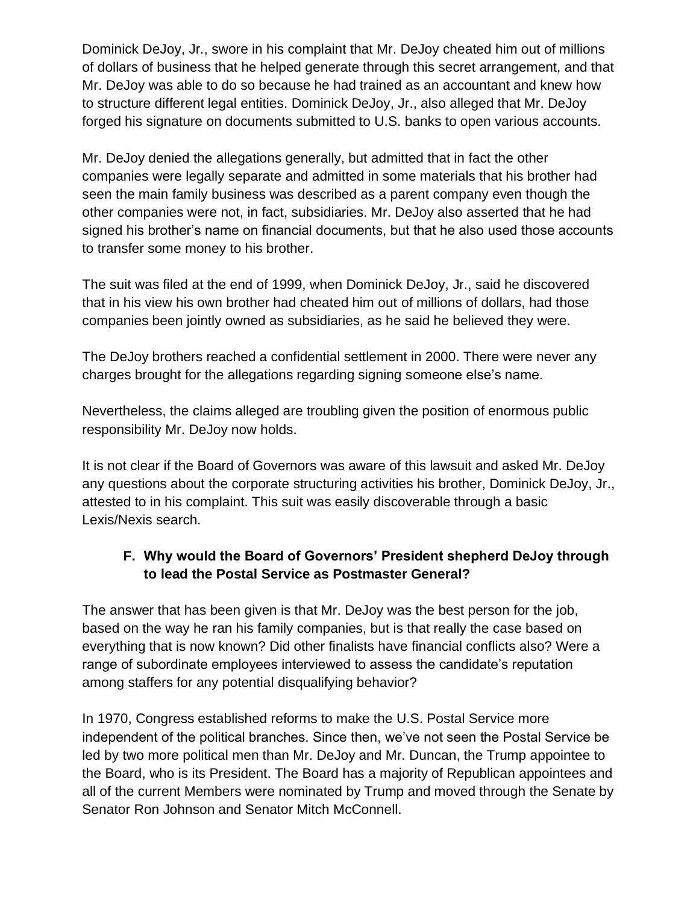Dominick DeJoy, Jr., swore in his complaint that Mr. DeJoy cheated him out of millions of dollars of business that he helped generate through this secret arrangement, and that Mr. DeJoy was able to do so because he had trained as an accountant and knew how to structure different legal entities. Dominick DeJoy, Jr., also alleged that Mr. DeJoy forged his signature on documents submitted to U.S. banks to open various accounts.

Mr. DeJoy denied the allegations generally, but admitted that in fact the other companies were legally separate and admitted in some materials that his brother had seen the main family business was described as a parent company even though the other companies were not, in fact, subsidiaries. Mr. DeJoy also asserted that he had signed his brother's name on financial documents, but that he also used those accounts to transfer some money to his brother.

The suit was filed at the end of 1999, when Dominick DeJoy, Jr., said he discovered that in his view his own brother had cheated him out of millions of dollars, had those companies been jointly owned as subsidiaries, as he said he believed they were.

The DeJoy brothers reached a confidential settlement in 2000. There were never any charges brought for the allegations regarding signing someone else's name.

Nevertheless, the claims alleged are troubling given the position of enormous public responsibility Mr. DeJoy now holds.

It is not clear if the Board of Governors was aware of this lawsuit and asked Mr. DeJoy any questions about the corporate structuring activities his brother, Dominick DeJoy, Jr., attested to in his complaint. This suit was easily discoverable through a basic Lexis/Nexis search.

### F. Why would the Board of Governors' President shepherd DeJoy through to lead the Postal Service as Postmaster General?

The answer that has been given is that Mr. DeJoy was the best person for the job, based on the way he ran his family companies, but is that really the case based on everything that is now known? Did other finalists have financial conflicts also? Were a range of subordinate employees interviewed to assess the candidate's reputation among staffers for any potential disqualifying behavior?

In 1970, Congress established reforms to make the U.S. Postal Service more independent of the political branches. Since then, we've not seen the Postal Service be led by two more political men than Mr. DeJoy and Mr. Duncan, the Trump appointee to the Board, who is its President. The Board has a majority of Republican appointees and all of the current Members were nominated by Trump and moved through the Senate by Senator Ron Johnson and Senator Mitch McConnell.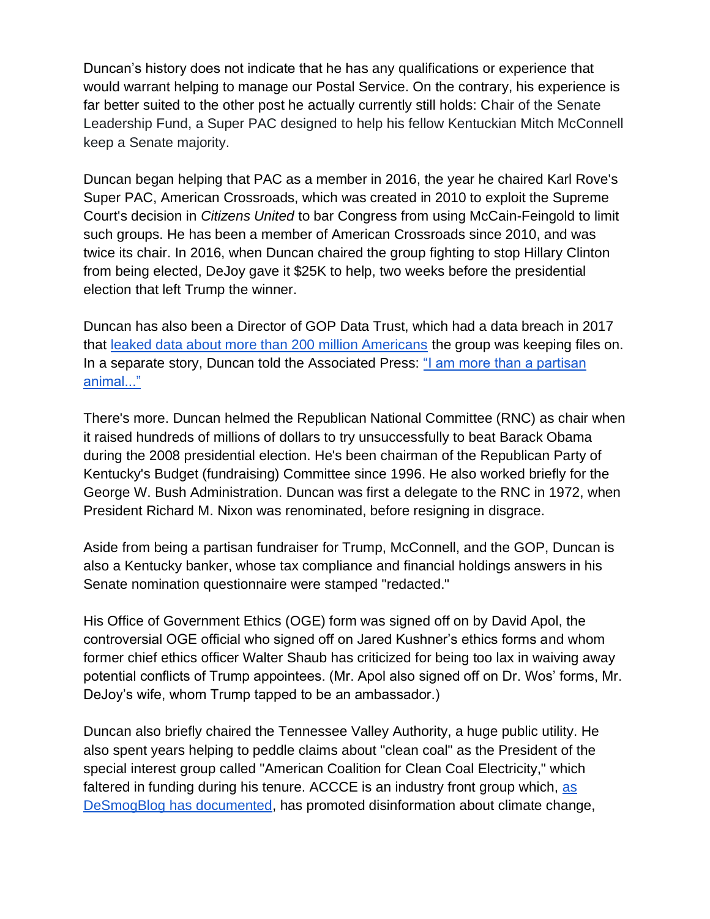Duncan's history does not indicate that he has any qualifications or experience that would warrant helping to manage our Postal Service. On the contrary, his experience is far better suited to the other post he actually currently still holds: Chair of the Senate Leadership Fund, a Super PAC designed to help his fellow Kentuckian Mitch McConnell keep a Senate majority.

Duncan began helping that PAC as a member in 2016, the year he chaired Karl Rove's Super PAC, American Crossroads, which was created in 2010 to exploit the Supreme Court's decision in *Citizens United* to bar Congress from using McCain-Feingold to limit such groups. He has been a member of American Crossroads since 2010, and was twice its chair. In 2016, when Duncan chaired the group fighting to stop Hillary Clinton from being elected, DeJoy gave it $25K to help, two weeks before the presidential election that left Trump the winner.

Duncan has also been a Director of GOP Data Trust, which had a data breach in 2017 that leaked data about more than 200 million Americans the group was keeping files on. In a separate story, Duncan told the Associated Press: "I am more than a partisan animal..."

There's more. Duncan helmed the Republican National Committee (RNC) as chair when it raised hundreds of millions of dollars to try unsuccessfully to beat Barack Obama during the 2008 presidential election. He's been chairman of the Republican Party of Kentucky's Budget (fundraising) Committee since 1996. He also worked briefly for the George W. Bush Administration. Duncan was first a delegate to the RNC in 1972, when President Richard M. Nixon was renominated, before resigning in disgrace.

Aside from being a partisan fundraiser for Trump, McConnell, and the GOP, Duncan is also a Kentucky banker, whose tax compliance and financial holdings answers in his Senate nomination questionnaire were stamped "redacted."

His Office of Government Ethics (OGE) form was signed off on by David Apol, the controversial OGE official who signed off on Jared Kushner's ethics forms and whom former chief ethics officer Walter Shaub has criticized for being too lax in waiving away potential conflicts of Trump appointees. (Mr. Apol also signed off on Dr. Wos' forms, Mr. DeJoy's wife, whom Trump tapped to be an ambassador.)

Duncan also briefly chaired the Tennessee Valley Authority, a huge public utility. He also spent years helping to peddle claims about "clean coal" as the President of the special interest group called "American Coalition for Clean Coal Electricity," which faltered in funding during his tenure. ACCCE is an industry front group which, as DeSmogBlog has documented, has promoted disinformation about climate change,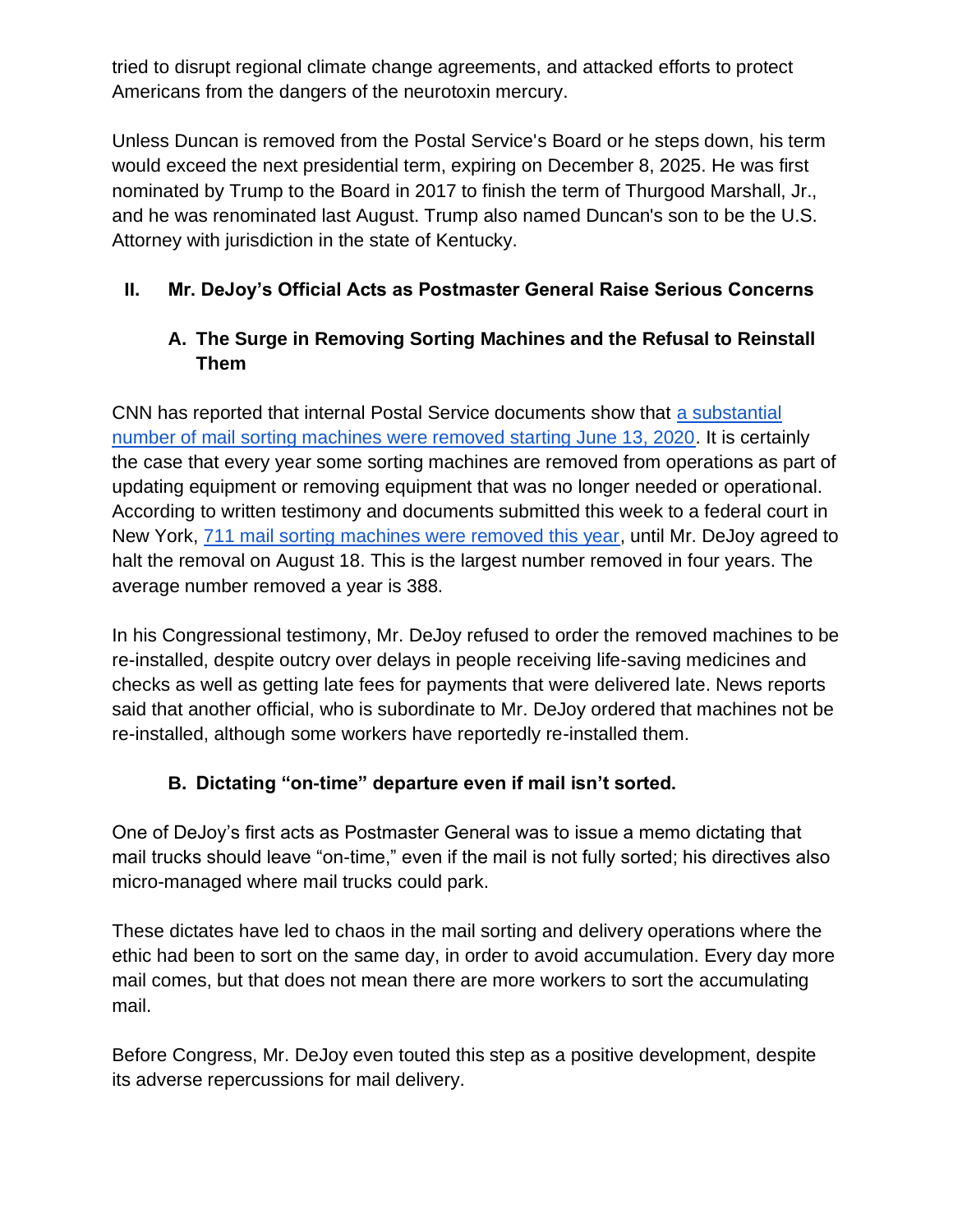tried to disrupt regional climate change agreements, and attacked efforts to protect Americans from the dangers of the neurotoxin mercury.

Unless Duncan is removed from the Postal Service's Board or he steps down, his term would exceed the next presidential term, expiring on December 8, 2025. He was first nominated by Trump to the Board in 2017 to finish the term of Thurgood Marshall, Jr., and he was renominated last August. Trump also named Duncan's son to be the U.S. Attorney with jurisdiction in the state of Kentucky.

## II. Mr. DeJoy's Official Acts as Postmaster General Raise Serious Concerns

### A. The Surge in Removing Sorting Machines and the Refusal to Reinstall Them

CNN has reported that internal Postal Service documents show that [a substantial number of mail sorting machines were removed starting June 13, 2020]. It is certainly the case that every year some sorting machines are removed from operations as part of updating equipment or removing equipment that was no longer needed or operational. According to written testimony and documents submitted this week to a federal court in New York, [711 mail sorting machines were removed this year], until Mr. DeJoy agreed to halt the removal on August 18. This is the largest number removed in four years. The average number removed a year is 388.

In his Congressional testimony, Mr. DeJoy refused to order the removed machines to be re-installed, despite outcry over delays in people receiving life-saving medicines and checks as well as getting late fees for payments that were delivered late. News reports said that another official, who is subordinate to Mr. DeJoy ordered that machines not be re-installed, although some workers have reportedly re-installed them.

### B. Dictating "on-time" departure even if mail isn't sorted.

One of DeJoy's first acts as Postmaster General was to issue a memo dictating that mail trucks should leave "on-time," even if the mail is not fully sorted; his directives also micro-managed where mail trucks could park.

These dictates have led to chaos in the mail sorting and delivery operations where the ethic had been to sort on the same day, in order to avoid accumulation. Every day more mail comes, but that does not mean there are more workers to sort the accumulating mail.

Before Congress, Mr. DeJoy even touted this step as a positive development, despite its adverse repercussions for mail delivery.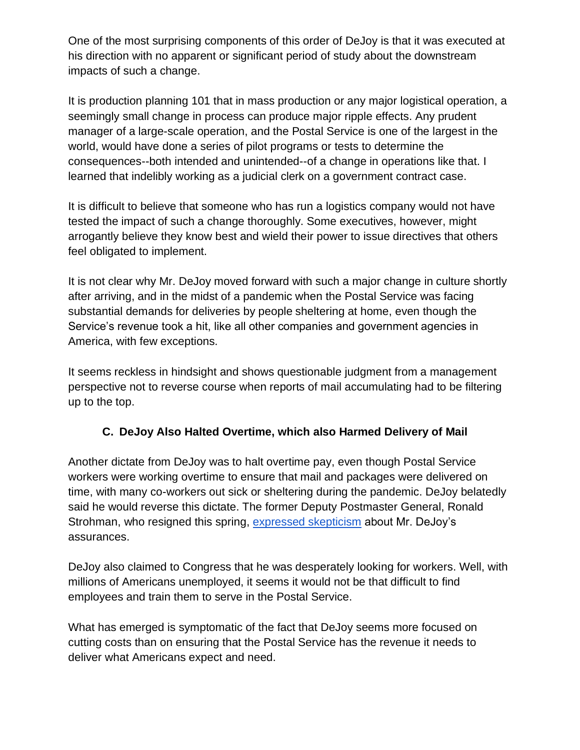One of the most surprising components of this order of DeJoy is that it was executed at his direction with no apparent or significant period of study about the downstream impacts of such a change.

It is production planning 101 that in mass production or any major logistical operation, a seemingly small change in process can produce major ripple effects. Any prudent manager of a large-scale operation, and the Postal Service is one of the largest in the world, would have done a series of pilot programs or tests to determine the consequences--both intended and unintended--of a change in operations like that. I learned that indelibly working as a judicial clerk on a government contract case.

It is difficult to believe that someone who has run a logistics company would not have tested the impact of such a change thoroughly. Some executives, however, might arrogantly believe they know best and wield their power to issue directives that others feel obligated to implement.

It is not clear why Mr. DeJoy moved forward with such a major change in culture shortly after arriving, and in the midst of a pandemic when the Postal Service was facing substantial demands for deliveries by people sheltering at home, even though the Service's revenue took a hit, like all other companies and government agencies in America, with few exceptions.

It seems reckless in hindsight and shows questionable judgment from a management perspective not to reverse course when reports of mail accumulating had to be filtering up to the top.

### C. DeJoy Also Halted Overtime, which also Harmed Delivery of Mail

Another dictate from DeJoy was to halt overtime pay, even though Postal Service workers were working overtime to ensure that mail and packages were delivered on time, with many co-workers out sick or sheltering during the pandemic. DeJoy belatedly said he would reverse this dictate. The former Deputy Postmaster General, Ronald Strohman, who resigned this spring, expressed skepticism about Mr. DeJoy's assurances.

DeJoy also claimed to Congress that he was desperately looking for workers. Well, with millions of Americans unemployed, it seems it would not be that difficult to find employees and train them to serve in the Postal Service.

What has emerged is symptomatic of the fact that DeJoy seems more focused on cutting costs than on ensuring that the Postal Service has the revenue it needs to deliver what Americans expect and need.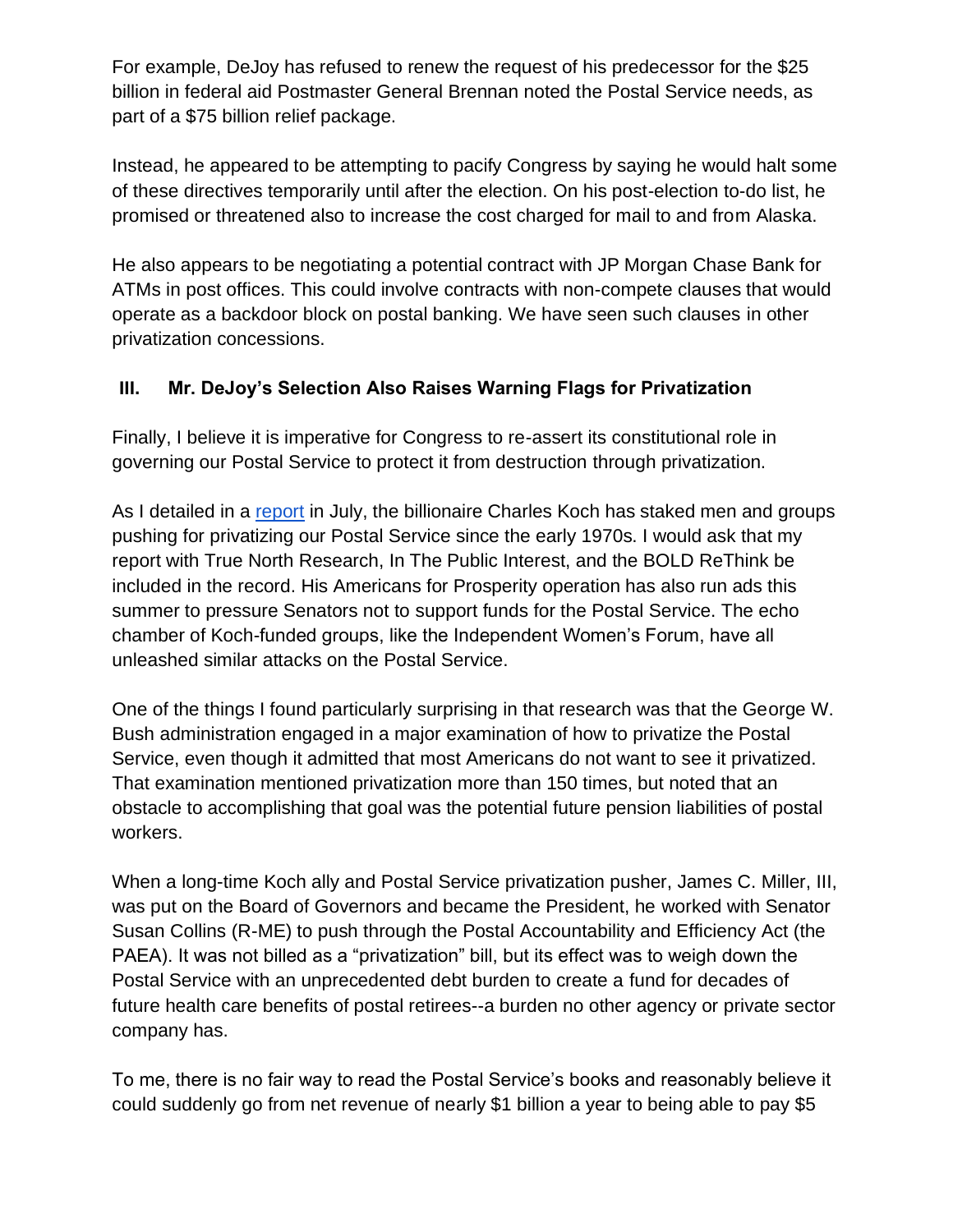For example, DeJoy has refused to renew the request of his predecessor for the $25 billion in federal aid Postmaster General Brennan noted the Postal Service needs, as part of a $75 billion relief package.

Instead, he appeared to be attempting to pacify Congress by saying he would halt some of these directives temporarily until after the election. On his post-election to-do list, he promised or threatened also to increase the cost charged for mail to and from Alaska.

He also appears to be negotiating a potential contract with JP Morgan Chase Bank for ATMs in post offices. This could involve contracts with non-compete clauses that would operate as a backdoor block on postal banking. We have seen such clauses in other privatization concessions.

## III. Mr. DeJoy's Selection Also Raises Warning Flags for Privatization

Finally, I believe it is imperative for Congress to re-assert its constitutional role in governing our Postal Service to protect it from destruction through privatization.

As I detailed in a [report](#) in July, the billionaire Charles Koch has staked men and groups pushing for privatizing our Postal Service since the early 1970s. I would ask that my report with True North Research, In The Public Interest, and the BOLD ReThink be included in the record. His Americans for Prosperity operation has also run ads this summer to pressure Senators not to support funds for the Postal Service. The echo chamber of Koch-funded groups, like the Independent Women's Forum, have all unleashed similar attacks on the Postal Service.

One of the things I found particularly surprising in that research was that the George W. Bush administration engaged in a major examination of how to privatize the Postal Service, even though it admitted that most Americans do not want to see it privatized. That examination mentioned privatization more than 150 times, but noted that an obstacle to accomplishing that goal was the potential future pension liabilities of postal workers.

When a long-time Koch ally and Postal Service privatization pusher, James C. Miller, III, was put on the Board of Governors and became the President, he worked with Senator Susan Collins (R-ME) to push through the Postal Accountability and Efficiency Act (the PAEA). It was not billed as a "privatization" bill, but its effect was to weigh down the Postal Service with an unprecedented debt burden to create a fund for decades of future health care benefits of postal retirees--a burden no other agency or private sector company has.

To me, there is no fair way to read the Postal Service's books and reasonably believe it could suddenly go from net revenue of nearly $1 billion a year to being able to pay $5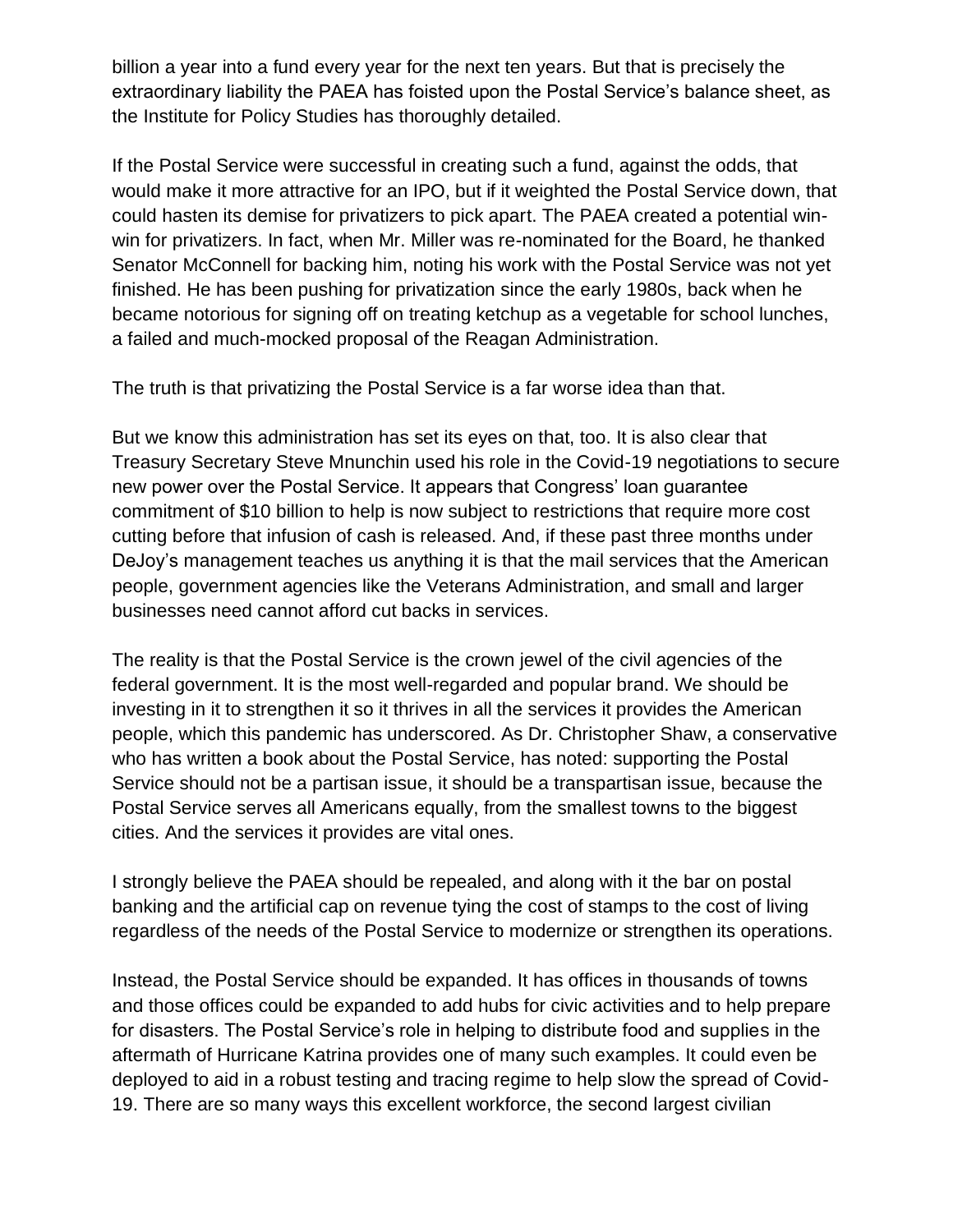billion a year into a fund every year for the next ten years. But that is precisely the extraordinary liability the PAEA has foisted upon the Postal Service's balance sheet, as the Institute for Policy Studies has thoroughly detailed.

If the Postal Service were successful in creating such a fund, against the odds, that would make it more attractive for an IPO, but if it weighted the Postal Service down, that could hasten its demise for privatizers to pick apart. The PAEA created a potential win-win for privatizers. In fact, when Mr. Miller was re-nominated for the Board, he thanked Senator McConnell for backing him, noting his work with the Postal Service was not yet finished. He has been pushing for privatization since the early 1980s, back when he became notorious for signing off on treating ketchup as a vegetable for school lunches, a failed and much-mocked proposal of the Reagan Administration.

The truth is that privatizing the Postal Service is a far worse idea than that.

But we know this administration has set its eyes on that, too. It is also clear that Treasury Secretary Steve Mnunchin used his role in the Covid-19 negotiations to secure new power over the Postal Service. It appears that Congress' loan guarantee commitment of $10 billion to help is now subject to restrictions that require more cost cutting before that infusion of cash is released. And, if these past three months under DeJoy's management teaches us anything it is that the mail services that the American people, government agencies like the Veterans Administration, and small and larger businesses need cannot afford cut backs in services.

The reality is that the Postal Service is the crown jewel of the civil agencies of the federal government. It is the most well-regarded and popular brand. We should be investing in it to strengthen it so it thrives in all the services it provides the American people, which this pandemic has underscored. As Dr. Christopher Shaw, a conservative who has written a book about the Postal Service, has noted: supporting the Postal Service should not be a partisan issue, it should be a transpartisan issue, because the Postal Service serves all Americans equally, from the smallest towns to the biggest cities. And the services it provides are vital ones.

I strongly believe the PAEA should be repealed, and along with it the bar on postal banking and the artificial cap on revenue tying the cost of stamps to the cost of living regardless of the needs of the Postal Service to modernize or strengthen its operations.

Instead, the Postal Service should be expanded. It has offices in thousands of towns and those offices could be expanded to add hubs for civic activities and to help prepare for disasters. The Postal Service's role in helping to distribute food and supplies in the aftermath of Hurricane Katrina provides one of many such examples. It could even be deployed to aid in a robust testing and tracing regime to help slow the spread of Covid-19. There are so many ways this excellent workforce, the second largest civilian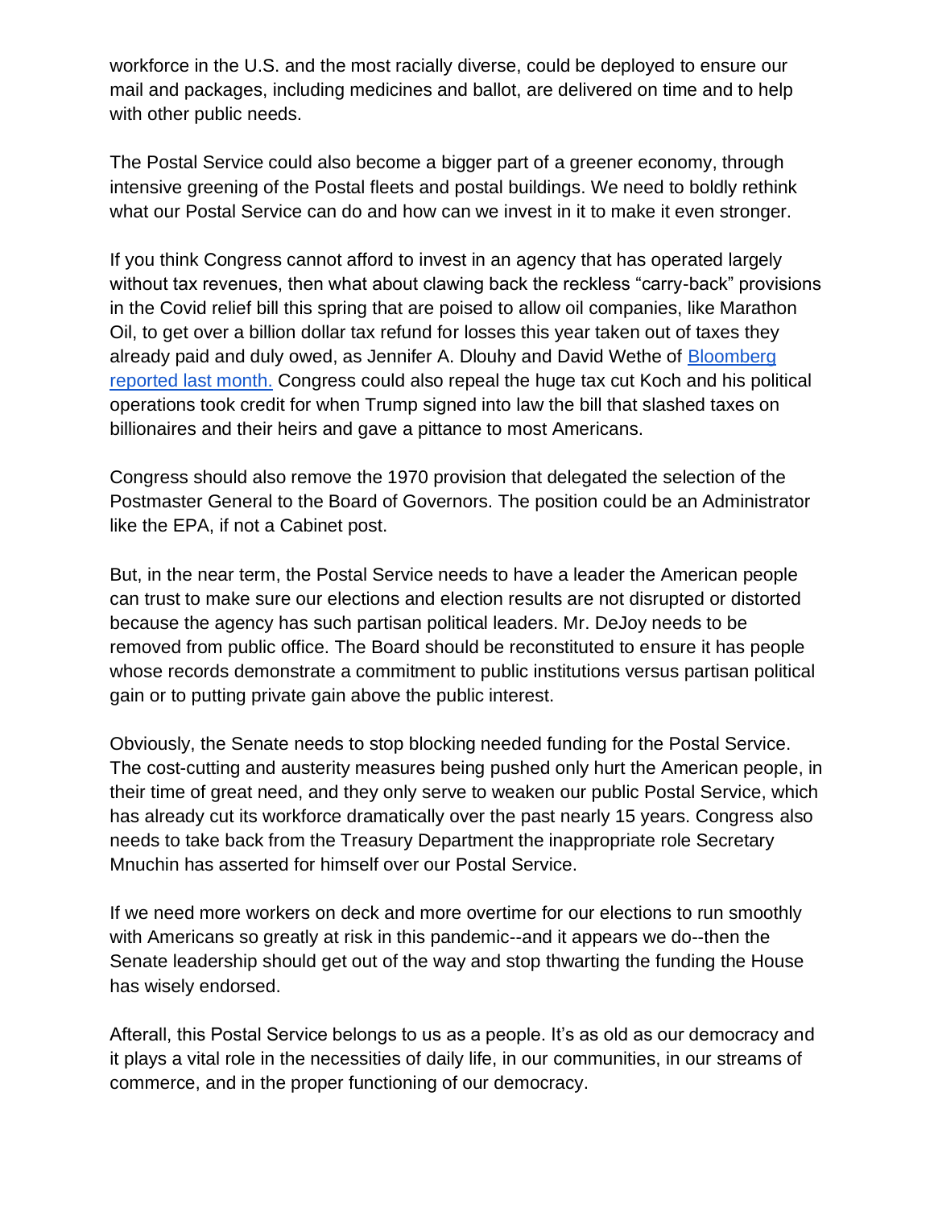workforce in the U.S. and the most racially diverse, could be deployed to ensure our mail and packages, including medicines and ballot, are delivered on time and to help with other public needs.

The Postal Service could also become a bigger part of a greener economy, through intensive greening of the Postal fleets and postal buildings. We need to boldly rethink what our Postal Service can do and how can we invest in it to make it even stronger.

If you think Congress cannot afford to invest in an agency that has operated largely without tax revenues, then what about clawing back the reckless "carry-back" provisions in the Covid relief bill this spring that are poised to allow oil companies, like Marathon Oil, to get over a billion dollar tax refund for losses this year taken out of taxes they already paid and duly owed, as Jennifer A. Dlouhy and David Wethe of [Bloomberg reported last month.]() Congress could also repeal the huge tax cut Koch and his political operations took credit for when Trump signed into law the bill that slashed taxes on billionaires and their heirs and gave a pittance to most Americans.

Congress should also remove the 1970 provision that delegated the selection of the Postmaster General to the Board of Governors. The position could be an Administrator like the EPA, if not a Cabinet post.

But, in the near term, the Postal Service needs to have a leader the American people can trust to make sure our elections and election results are not disrupted or distorted because the agency has such partisan political leaders. Mr. DeJoy needs to be removed from public office. The Board should be reconstituted to ensure it has people whose records demonstrate a commitment to public institutions versus partisan political gain or to putting private gain above the public interest.

Obviously, the Senate needs to stop blocking needed funding for the Postal Service. The cost-cutting and austerity measures being pushed only hurt the American people, in their time of great need, and they only serve to weaken our public Postal Service, which has already cut its workforce dramatically over the past nearly 15 years. Congress also needs to take back from the Treasury Department the inappropriate role Secretary Mnuchin has asserted for himself over our Postal Service.

If we need more workers on deck and more overtime for our elections to run smoothly with Americans so greatly at risk in this pandemic--and it appears we do--then the Senate leadership should get out of the way and stop thwarting the funding the House has wisely endorsed.

Afterall, this Postal Service belongs to us as a people. It's as old as our democracy and it plays a vital role in the necessities of daily life, in our communities, in our streams of commerce, and in the proper functioning of our democracy.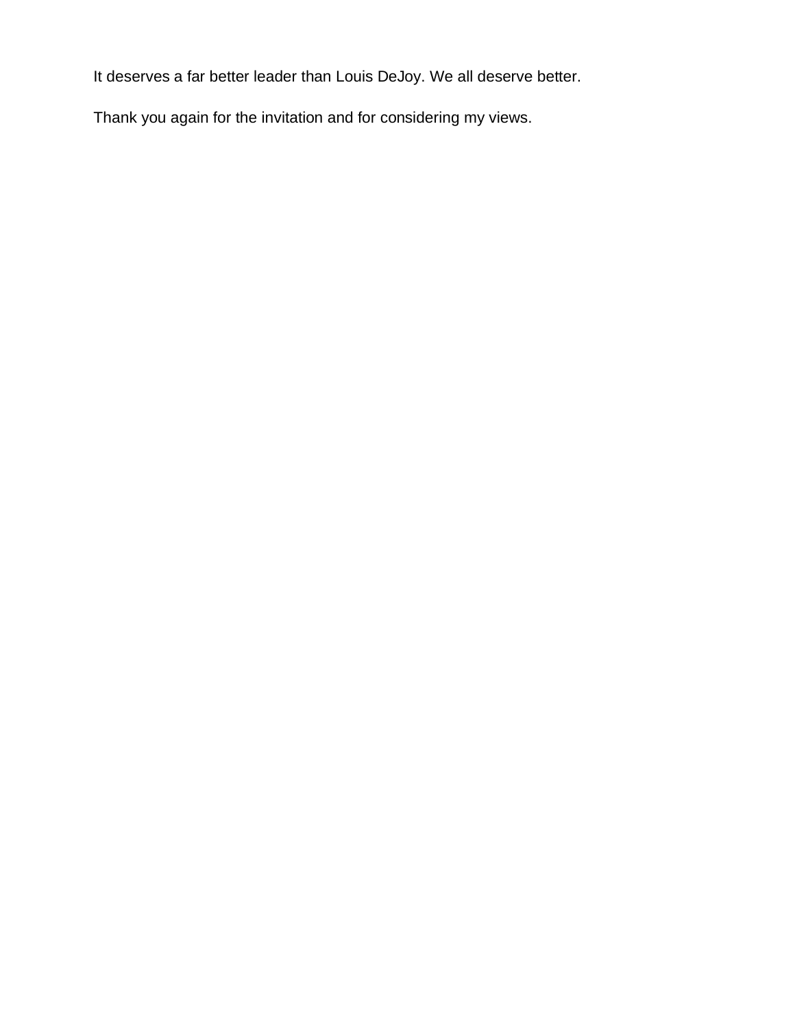It deserves a far better leader than Louis DeJoy. We all deserve better.

Thank you again for the invitation and for considering my views.